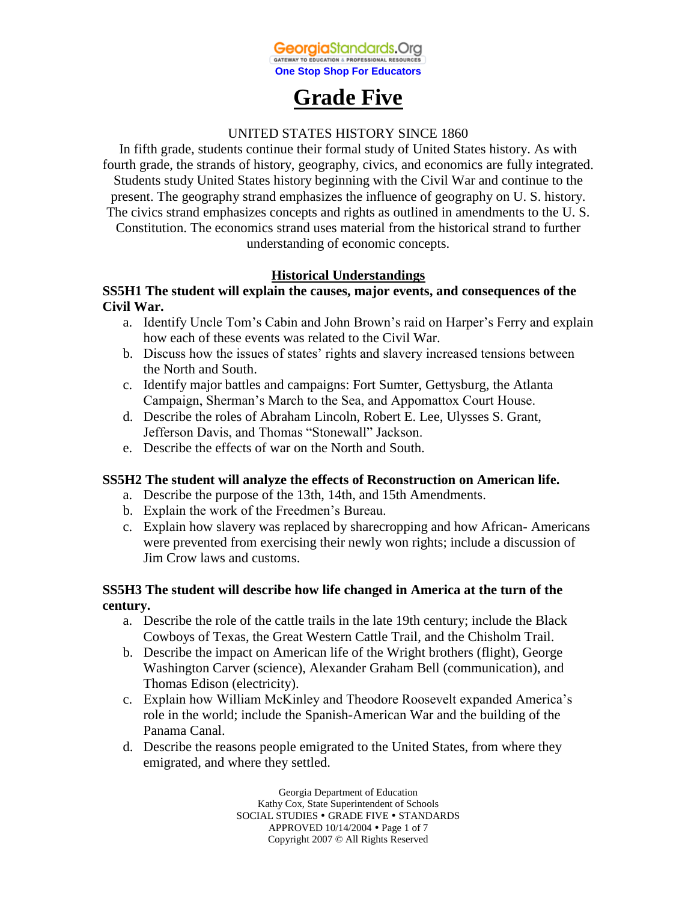# Grade Five

UNITED STATES HISTORY SINCE 1860

In fifth grade, students continue their formal study of United States history. As with fourth grade, the strands of history, geography, civics, and economics are fully integrated. Students study United States history beginning with the Civil War and continue to the present. The geography strand emphasizes the influence of geography on U. S. history. The civics strand emphasizes concepts and rights as outlined in amendments to the U. S. Constitution. The economics strand uses material from the historical strand to further understanding of economic concepts.

## Historical Understandings

**SS5H1 The student will explain the causes, major events, and consequences of the Civil War.**

a. Identify Uncle Tom's Cabin and John Brown's raid on Harper's Ferry and explain how each of these events was related to the Civil War.
b. Discuss how the issues of states' rights and slavery increased tensions between the North and South.
c. Identify major battles and campaigns: Fort Sumter, Gettysburg, the Atlanta Campaign, Sherman's March to the Sea, and Appomattox Court House.
d. Describe the roles of Abraham Lincoln, Robert E. Lee, Ulysses S. Grant, Jefferson Davis, and Thomas "Stonewall" Jackson.
e. Describe the effects of war on the North and South.

**SS5H2 The student will analyze the effects of Reconstruction on American life.**

a. Describe the purpose of the 13th, 14th, and 15th Amendments.
b. Explain the work of the Freedmen's Bureau.
c. Explain how slavery was replaced by sharecropping and how African- Americans were prevented from exercising their newly won rights; include a discussion of Jim Crow laws and customs.

**SS5H3 The student will describe how life changed in America at the turn of the century.**

a. Describe the role of the cattle trails in the late 19th century; include the Black Cowboys of Texas, the Great Western Cattle Trail, and the Chisholm Trail.
b. Describe the impact on American life of the Wright brothers (flight), George Washington Carver (science), Alexander Graham Bell (communication), and Thomas Edison (electricity).
c. Explain how William McKinley and Theodore Roosevelt expanded America's role in the world; include the Spanish-American War and the building of the Panama Canal.
d. Describe the reasons people emigrated to the United States, from where they emigrated, and where they settled.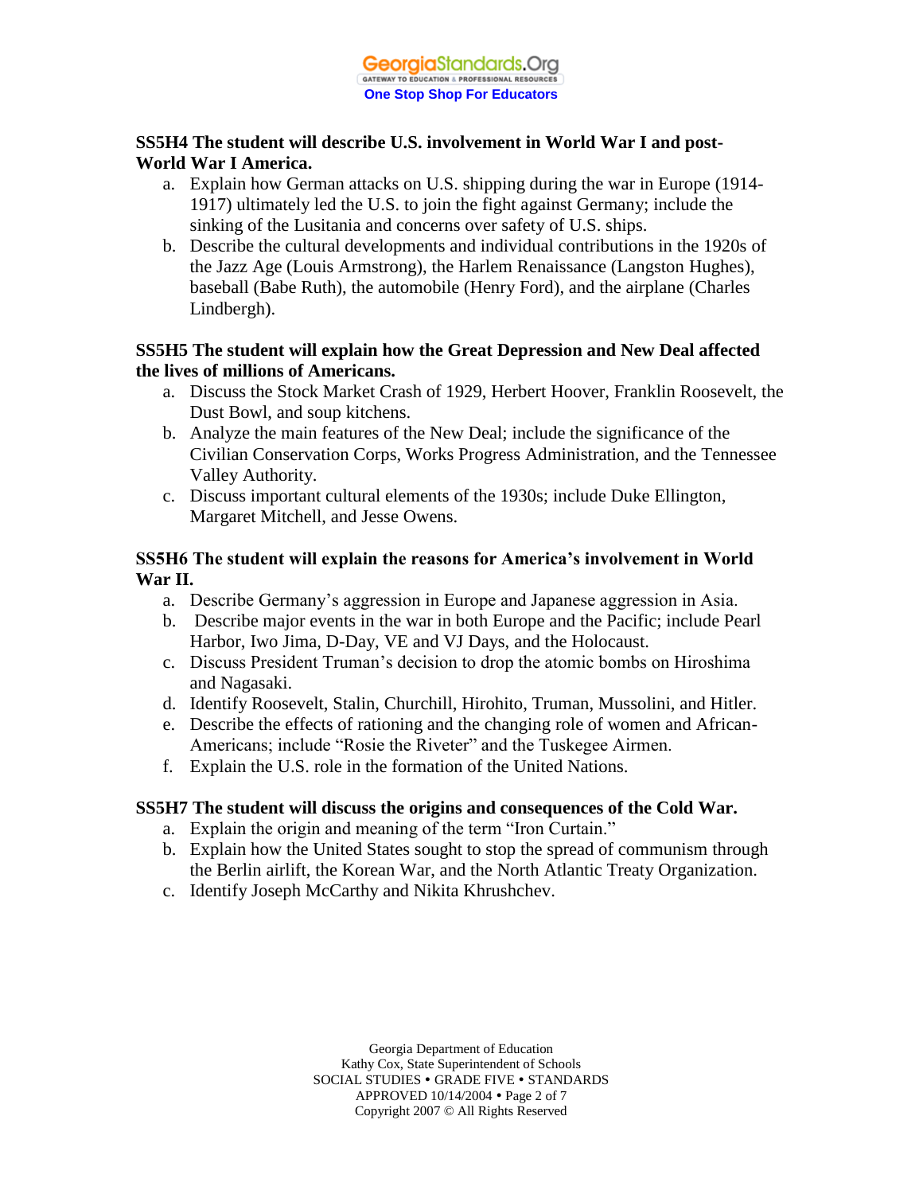**SS5H4 The student will describe U.S. involvement in World War I and post-World War I America.**

a. Explain how German attacks on U.S. shipping during the war in Europe (1914-1917) ultimately led the U.S. to join the fight against Germany; include the sinking of the Lusitania and concerns over safety of U.S. ships.
b. Describe the cultural developments and individual contributions in the 1920s of the Jazz Age (Louis Armstrong), the Harlem Renaissance (Langston Hughes), baseball (Babe Ruth), the automobile (Henry Ford), and the airplane (Charles Lindbergh).

**SS5H5 The student will explain how the Great Depression and New Deal affected the lives of millions of Americans.**

a. Discuss the Stock Market Crash of 1929, Herbert Hoover, Franklin Roosevelt, the Dust Bowl, and soup kitchens.
b. Analyze the main features of the New Deal; include the significance of the Civilian Conservation Corps, Works Progress Administration, and the Tennessee Valley Authority.
c. Discuss important cultural elements of the 1930s; include Duke Ellington, Margaret Mitchell, and Jesse Owens.

**SS5H6 The student will explain the reasons for America's involvement in World War II.**

a. Describe Germany's aggression in Europe and Japanese aggression in Asia.
b. Describe major events in the war in both Europe and the Pacific; include Pearl Harbor, Iwo Jima, D-Day, VE and VJ Days, and the Holocaust.
c. Discuss President Truman's decision to drop the atomic bombs on Hiroshima and Nagasaki.
d. Identify Roosevelt, Stalin, Churchill, Hirohito, Truman, Mussolini, and Hitler.
e. Describe the effects of rationing and the changing role of women and African-Americans; include "Rosie the Riveter" and the Tuskegee Airmen.
f. Explain the U.S. role in the formation of the United Nations.

**SS5H7 The student will discuss the origins and consequences of the Cold War.**

a. Explain the origin and meaning of the term "Iron Curtain."
b. Explain how the United States sought to stop the spread of communism through the Berlin airlift, the Korean War, and the North Atlantic Treaty Organization.
c. Identify Joseph McCarthy and Nikita Khrushchev.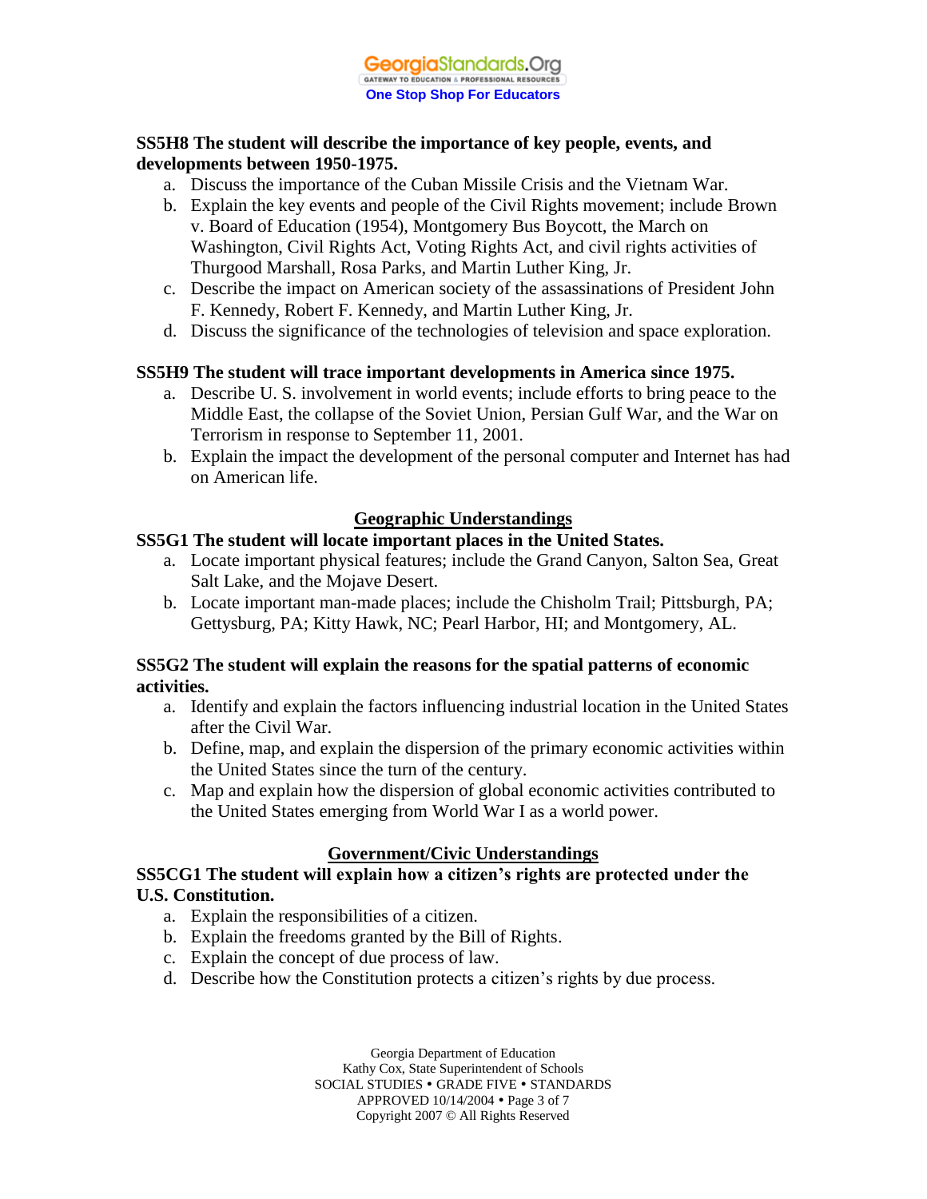**SS5H8 The student will describe the importance of key people, events, and developments between 1950-1975.**

a. Discuss the importance of the Cuban Missile Crisis and the Vietnam War.
b. Explain the key events and people of the Civil Rights movement; include Brown v. Board of Education (1954), Montgomery Bus Boycott, the March on Washington, Civil Rights Act, Voting Rights Act, and civil rights activities of Thurgood Marshall, Rosa Parks, and Martin Luther King, Jr.
c. Describe the impact on American society of the assassinations of President John F. Kennedy, Robert F. Kennedy, and Martin Luther King, Jr.
d. Discuss the significance of the technologies of television and space exploration.

**SS5H9 The student will trace important developments in America since 1975.**

a. Describe U. S. involvement in world events; include efforts to bring peace to the Middle East, the collapse of the Soviet Union, Persian Gulf War, and the War on Terrorism in response to September 11, 2001.
b. Explain the impact the development of the personal computer and Internet has had on American life.

## Geographic Understandings

**SS5G1 The student will locate important places in the United States.**

a. Locate important physical features; include the Grand Canyon, Salton Sea, Great Salt Lake, and the Mojave Desert.
b. Locate important man-made places; include the Chisholm Trail; Pittsburgh, PA; Gettysburg, PA; Kitty Hawk, NC; Pearl Harbor, HI; and Montgomery, AL.

**SS5G2 The student will explain the reasons for the spatial patterns of economic activities.**

a. Identify and explain the factors influencing industrial location in the United States after the Civil War.
b. Define, map, and explain the dispersion of the primary economic activities within the United States since the turn of the century.
c. Map and explain how the dispersion of global economic activities contributed to the United States emerging from World War I as a world power.

## Government/Civic Understandings

**SS5CG1 The student will explain how a citizen's rights are protected under the U.S. Constitution.**

a. Explain the responsibilities of a citizen.
b. Explain the freedoms granted by the Bill of Rights.
c. Explain the concept of due process of law.
d. Describe how the Constitution protects a citizen's rights by due process.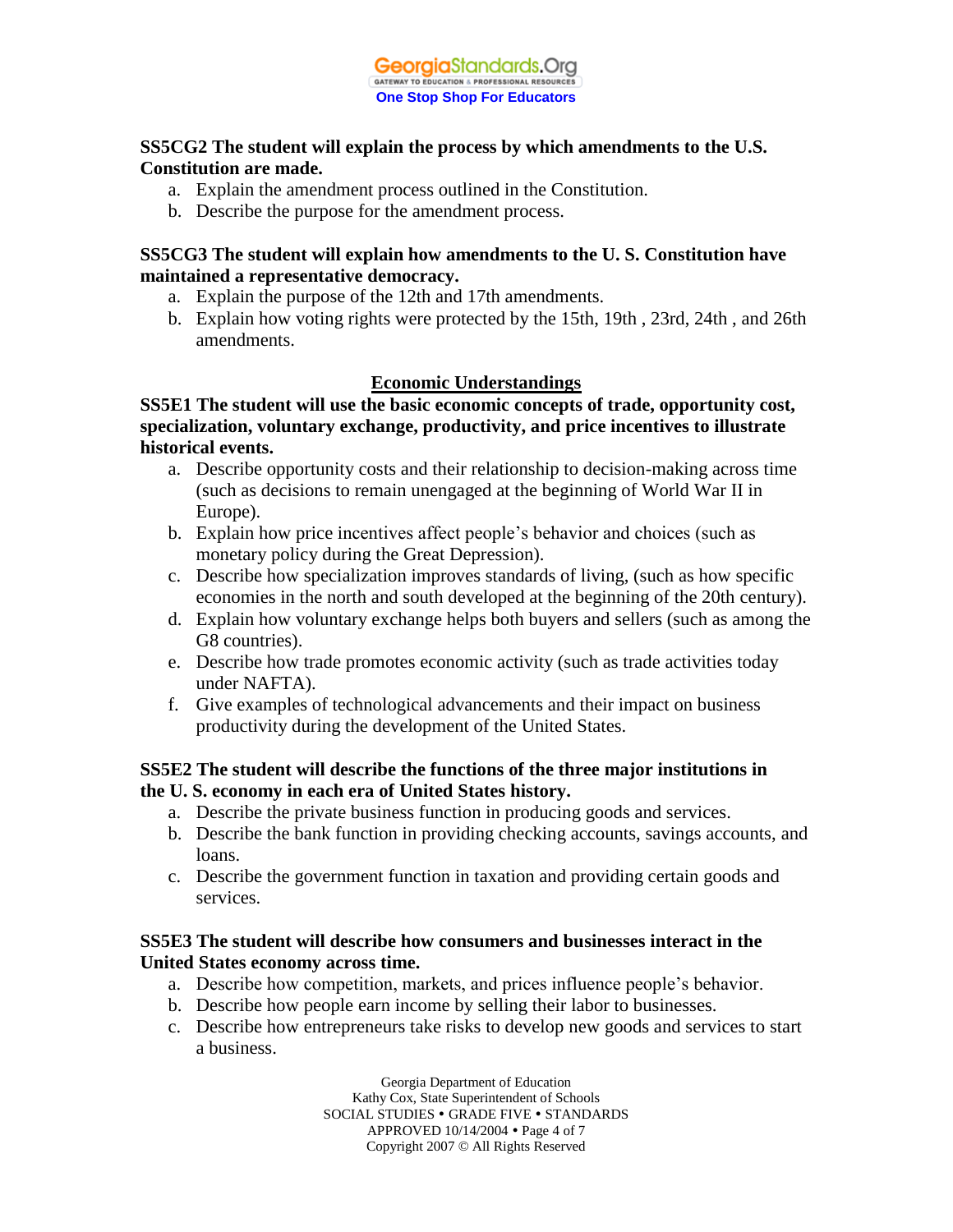**SS5CG2 The student will explain the process by which amendments to the U.S. Constitution are made.**

a. Explain the amendment process outlined in the Constitution.
b. Describe the purpose for the amendment process.

**SS5CG3 The student will explain how amendments to the U. S. Constitution have maintained a representative democracy.**

a. Explain the purpose of the 12th and 17th amendments.
b. Explain how voting rights were protected by the 15th, 19th , 23rd, 24th , and 26th amendments.

## Economic Understandings

**SS5E1 The student will use the basic economic concepts of trade, opportunity cost, specialization, voluntary exchange, productivity, and price incentives to illustrate historical events.**

a. Describe opportunity costs and their relationship to decision-making across time (such as decisions to remain unengaged at the beginning of World War II in Europe).
b. Explain how price incentives affect people's behavior and choices (such as monetary policy during the Great Depression).
c. Describe how specialization improves standards of living, (such as how specific economies in the north and south developed at the beginning of the 20th century).
d. Explain how voluntary exchange helps both buyers and sellers (such as among the G8 countries).
e. Describe how trade promotes economic activity (such as trade activities today under NAFTA).
f. Give examples of technological advancements and their impact on business productivity during the development of the United States.

**SS5E2 The student will describe the functions of the three major institutions in the U. S. economy in each era of United States history.**

a. Describe the private business function in producing goods and services.
b. Describe the bank function in providing checking accounts, savings accounts, and loans.
c. Describe the government function in taxation and providing certain goods and services.

**SS5E3 The student will describe how consumers and businesses interact in the United States economy across time.**

a. Describe how competition, markets, and prices influence people's behavior.
b. Describe how people earn income by selling their labor to businesses.
c. Describe how entrepreneurs take risks to develop new goods and services to start a business.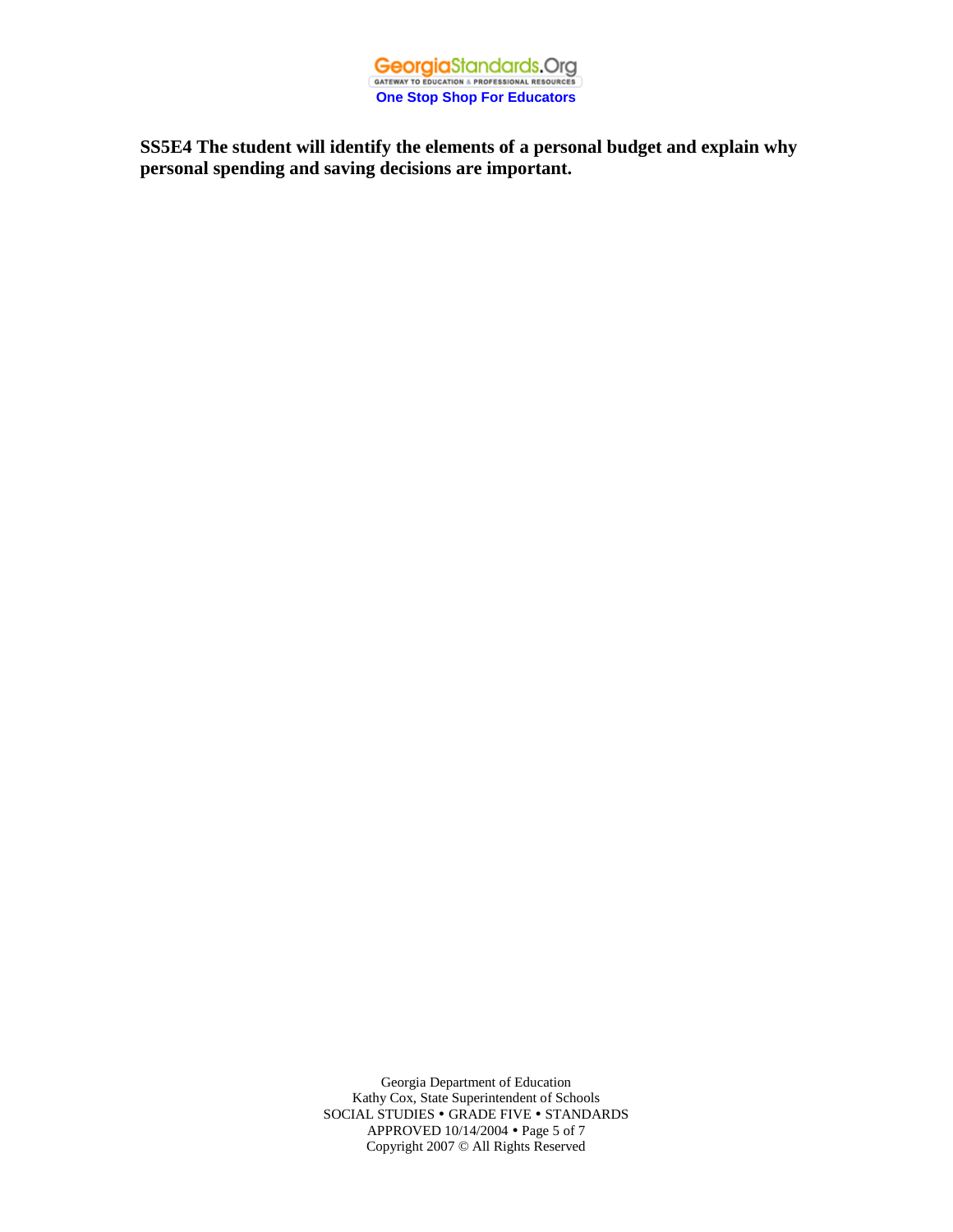**SS5E4 The student will identify the elements of a personal budget and explain why personal spending and saving decisions are important.**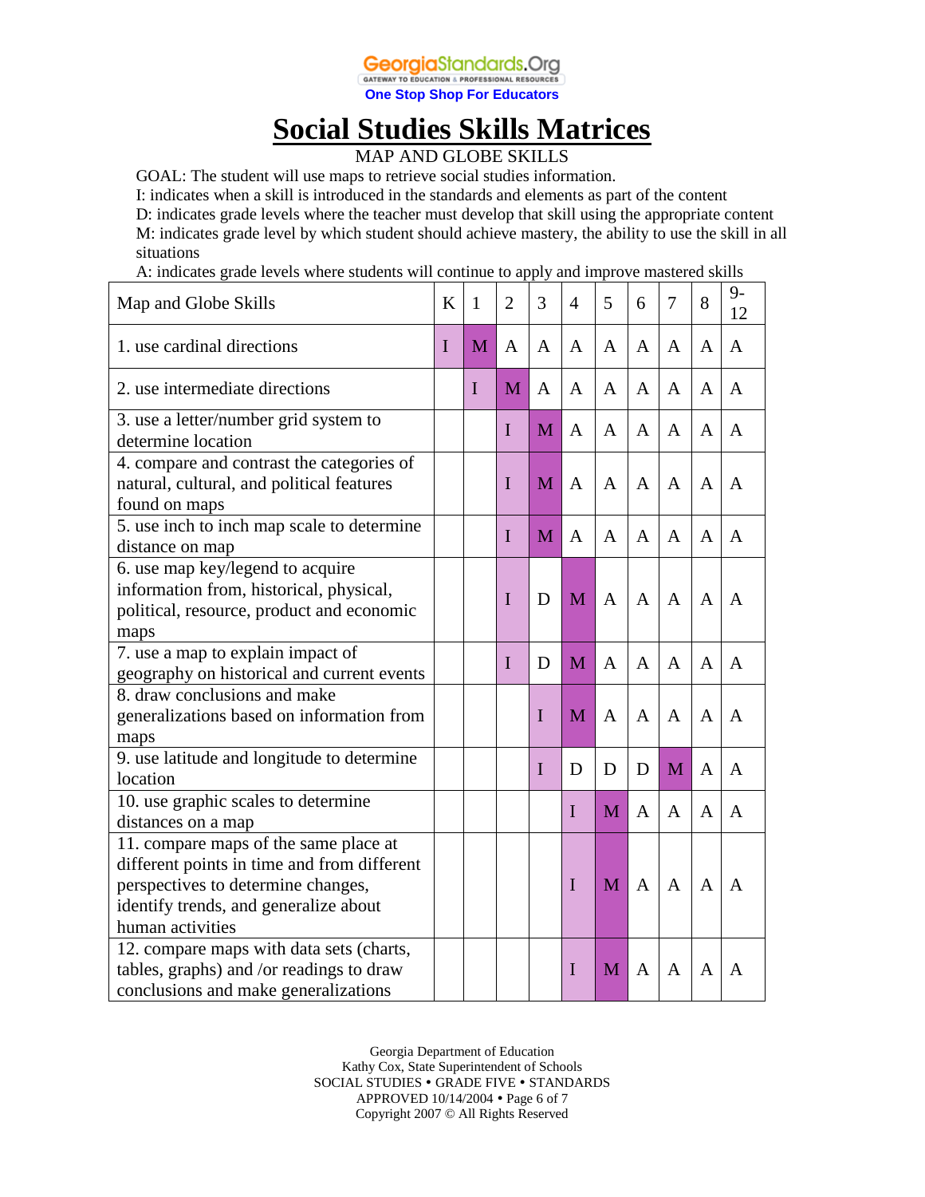# Social Studies Skills Matrices

MAP AND GLOBE SKILLS

GOAL: The student will use maps to retrieve social studies information.

I: indicates when a skill is introduced in the standards and elements as part of the content

D: indicates grade levels where the teacher must develop that skill using the appropriate content

M: indicates grade level by which student should achieve mastery, the ability to use the skill in all situations

A: indicates grade levels where students will continue to apply and improve mastered skills

| Map and Globe Skills | K | 1 | 2 | 3 | 4 | 5 | 6 | 7 | 8 | 9-12 |
|---|---|---|---|---|---|---|---|---|---|---|
| 1. use cardinal directions | I | M | A | A | A | A | A | A | A | A |
| 2. use intermediate directions | | I | M | A | A | A | A | A | A | A |
| 3. use a letter/number grid system to determine location | | | I | M | A | A | A | A | A | A |
| 4. compare and contrast the categories of natural, cultural, and political features found on maps | | | I | M | A | A | A | A | A | A |
| 5. use inch to inch map scale to determine distance on map | | | I | M | A | A | A | A | A | A |
| 6. use map key/legend to acquire information from, historical, physical, political, resource, product and economic maps | | | I | D | M | A | A | A | A | A |
| 7. use a map to explain impact of geography on historical and current events | | | I | D | M | A | A | A | A | A |
| 8. draw conclusions and make generalizations based on information from maps | | | | I | M | A | A | A | A | A |
| 9. use latitude and longitude to determine location | | | | I | D | D | D | M | A | A |
| 10. use graphic scales to determine distances on a map | | | | | I | M | A | A | A | A |
| 11. compare maps of the same place at different points in time and from different perspectives to determine changes, identify trends, and generalize about human activities | | | | | I | M | A | A | A | A |
| 12. compare maps with data sets (charts, tables, graphs) and /or readings to draw conclusions and make generalizations | | | | | I | M | A | A | A | A |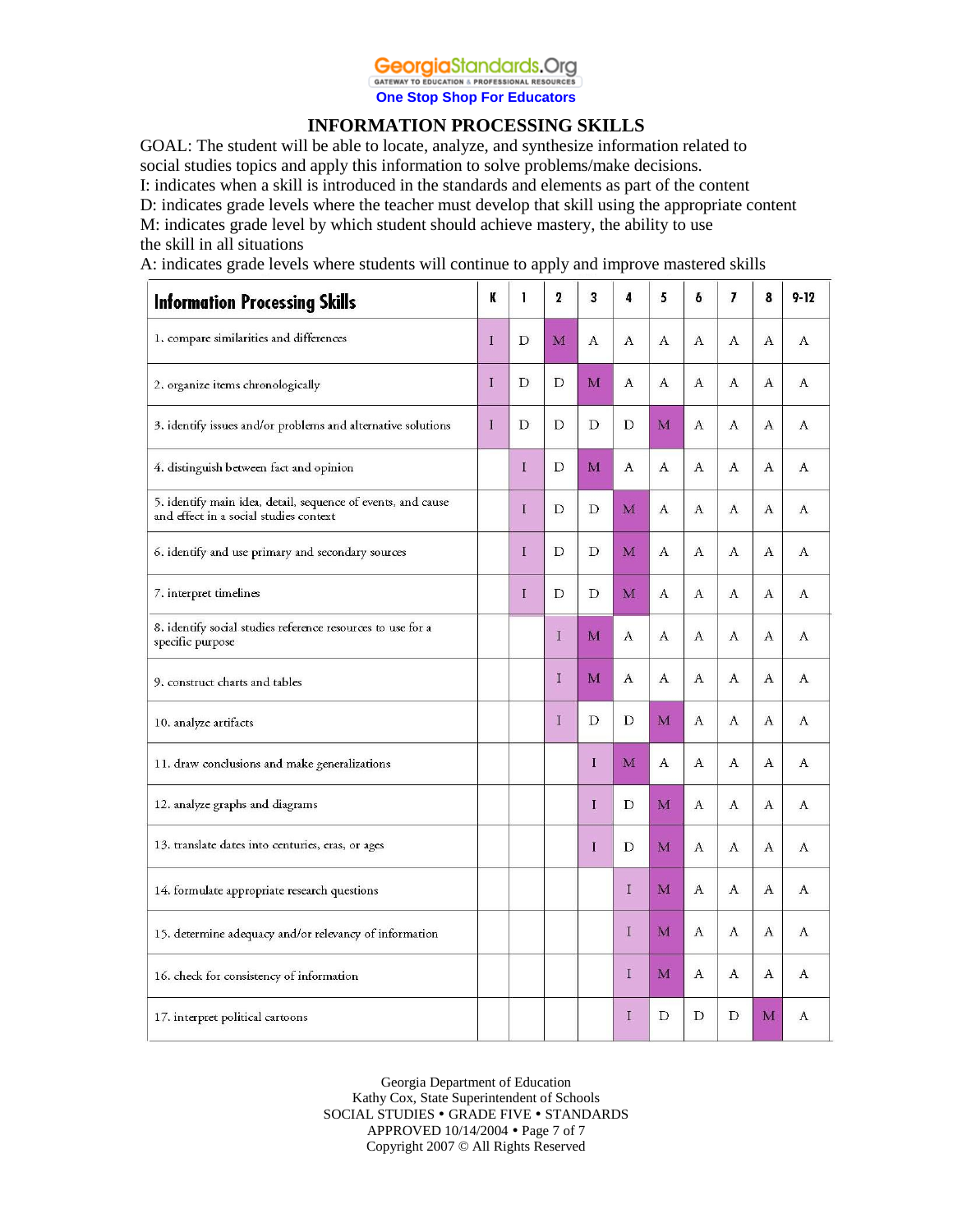# INFORMATION PROCESSING SKILLS

GOAL: The student will be able to locate, analyze, and synthesize information related to social studies topics and apply this information to solve problems/make decisions.
I: indicates when a skill is introduced in the standards and elements as part of the content
D: indicates grade levels where the teacher must develop that skill using the appropriate content
M: indicates grade level by which student should achieve mastery, the ability to use the skill in all situations
A: indicates grade levels where students will continue to apply and improve mastered skills

| Information Processing Skills | K | 1 | 2 | 3 | 4 | 5 | 6 | 7 | 8 | 9-12 |
|---|---|---|---|---|---|---|---|---|---|---|
| 1. compare similarities and differences | I | D | M | A | A | A | A | A | A | A |
| 2. organize items chronologically | I | D | D | M | A | A | A | A | A | A |
| 3. identify issues and/or problems and alternative solutions | I | D | D | D | D | M | A | A | A | A |
| 4. distinguish between fact and opinion | | I | D | M | A | A | A | A | A | A |
| 5. identify main idea, detail, sequence of events, and cause and effect in a social studies context | | I | D | D | M | A | A | A | A | A |
| 6. identify and use primary and secondary sources | | I | D | D | M | A | A | A | A | A |
| 7. interpret timelines | | I | D | D | M | A | A | A | A | A |
| 8. identify social studies reference resources to use for a specific purpose | | | I | M | A | A | A | A | A | A |
| 9. construct charts and tables | | | I | M | A | A | A | A | A | A |
| 10. analyze artifacts | | | I | D | D | M | A | A | A | A |
| 11. draw conclusions and make generalizations | | | | I | M | A | A | A | A | A |
| 12. analyze graphs and diagrams | | | | I | D | M | A | A | A | A |
| 13. translate dates into centuries, eras, or ages | | | | I | D | M | A | A | A | A |
| 14. formulate appropriate research questions | | | | | I | M | A | A | A | A |
| 15. determine adequacy and/or relevancy of information | | | | | I | M | A | A | A | A |
| 16. check for consistency of information | | | | | I | M | A | A | A | A |
| 17. interpret political cartoons | | | | | I | D | D | D | M | A |

Georgia Department of Education
Kathy Cox, State Superintendent of Schools
SOCIAL STUDIES • GRADE FIVE • STANDARDS
APPROVED 10/14/2004
Copyright 2007 © All Rights Reserved